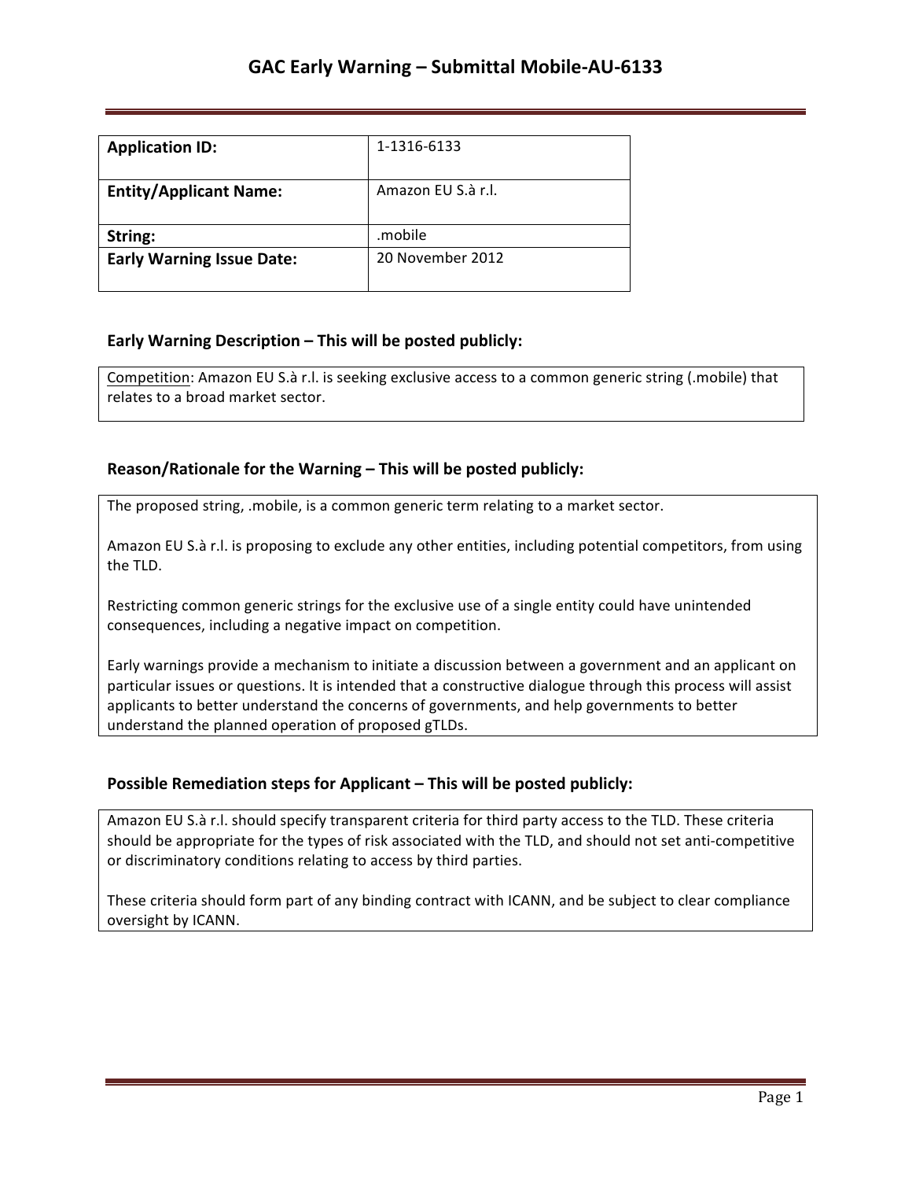# GAC Early Warning – Submittal Mobile-AU-6133

| **Application ID:** | 1-1316-6133 |
|---|---|
| **Entity/Applicant Name:** | Amazon EU S.à r.l. |
| **String:** | .mobile |
| **Early Warning Issue Date:** | 20 November 2012 |

### Early Warning Description – This will be posted publicly:

Competition: Amazon EU S.à r.l. is seeking exclusive access to a common generic string (.mobile) that relates to a broad market sector.

### Reason/Rationale for the Warning – This will be posted publicly:

The proposed string, .mobile, is a common generic term relating to a market sector.

Amazon EU S.à r.l. is proposing to exclude any other entities, including potential competitors, from using the TLD.

Restricting common generic strings for the exclusive use of a single entity could have unintended consequences, including a negative impact on competition.

Early warnings provide a mechanism to initiate a discussion between a government and an applicant on particular issues or questions. It is intended that a constructive dialogue through this process will assist applicants to better understand the concerns of governments, and help governments to better understand the planned operation of proposed gTLDs.

### Possible Remediation steps for Applicant – This will be posted publicly:

Amazon EU S.à r.l. should specify transparent criteria for third party access to the TLD. These criteria should be appropriate for the types of risk associated with the TLD, and should not set anti-competitive or discriminatory conditions relating to access by third parties.

These criteria should form part of any binding contract with ICANN, and be subject to clear compliance oversight by ICANN.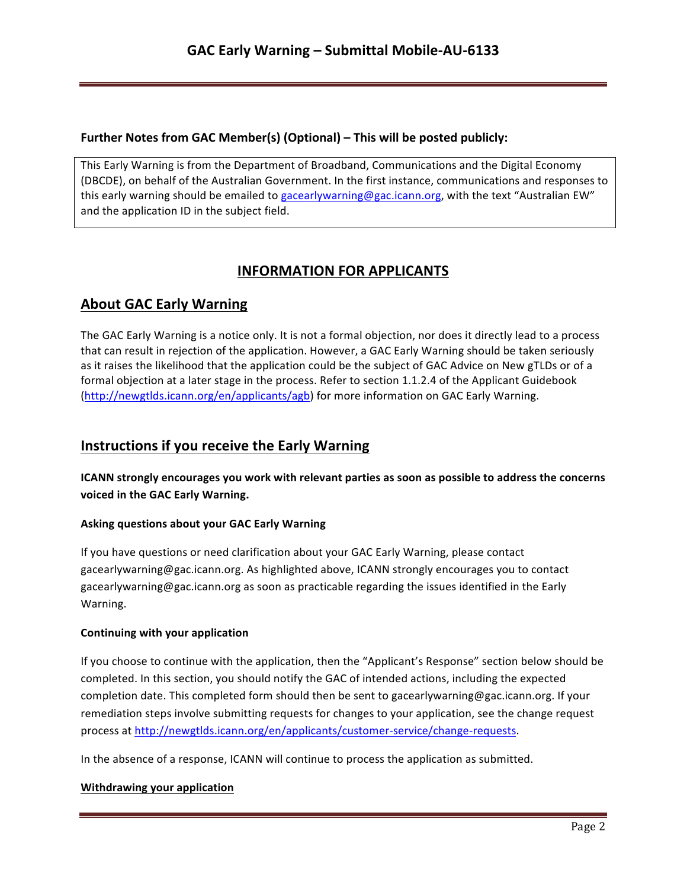**Further Notes from GAC Member(s) (Optional) – This will be posted publicly:**

This Early Warning is from the Department of Broadband, Communications and the Digital Economy (DBCDE), on behalf of the Australian Government. In the first instance, communications and responses to this early warning should be emailed to gacearlywarning@gac.icann.org, with the text "Australian EW" and the application ID in the subject field.

## INFORMATION FOR APPLICANTS

## About GAC Early Warning

The GAC Early Warning is a notice only. It is not a formal objection, nor does it directly lead to a process that can result in rejection of the application. However, a GAC Early Warning should be taken seriously as it raises the likelihood that the application could be the subject of GAC Advice on New gTLDs or of a formal objection at a later stage in the process. Refer to section 1.1.2.4 of the Applicant Guidebook (http://newgtlds.icann.org/en/applicants/agb) for more information on GAC Early Warning.

## Instructions if you receive the Early Warning

**ICANN strongly encourages you work with relevant parties as soon as possible to address the concerns voiced in the GAC Early Warning.**

#### Asking questions about your GAC Early Warning

If you have questions or need clarification about your GAC Early Warning, please contact gacearlywarning@gac.icann.org. As highlighted above, ICANN strongly encourages you to contact gacearlywarning@gac.icann.org as soon as practicable regarding the issues identified in the Early Warning.

#### Continuing with your application

If you choose to continue with the application, then the "Applicant's Response" section below should be completed. In this section, you should notify the GAC of intended actions, including the expected completion date. This completed form should then be sent to gacearlywarning@gac.icann.org. If your remediation steps involve submitting requests for changes to your application, see the change request process at http://newgtlds.icann.org/en/applicants/customer-service/change-requests.

In the absence of a response, ICANN will continue to process the application as submitted.

#### Withdrawing your application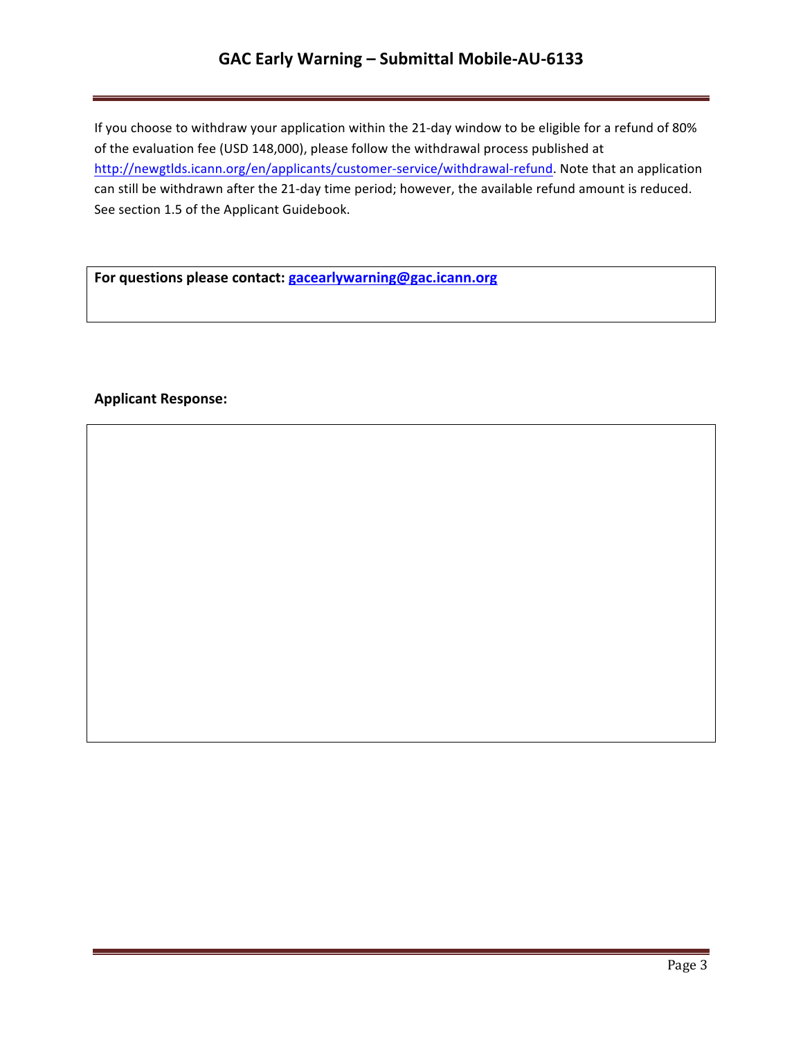If you choose to withdraw your application within the 21-day window to be eligible for a refund of 80% of the evaluation fee (USD 148,000), please follow the withdrawal process published at http://newgtlds.icann.org/en/applicants/customer-service/withdrawal-refund. Note that an application can still be withdrawn after the 21-day time period; however, the available refund amount is reduced. See section 1.5 of the Applicant Guidebook.

**For questions please contact: gacearlywarning@gac.icann.org**

**Applicant Response:**